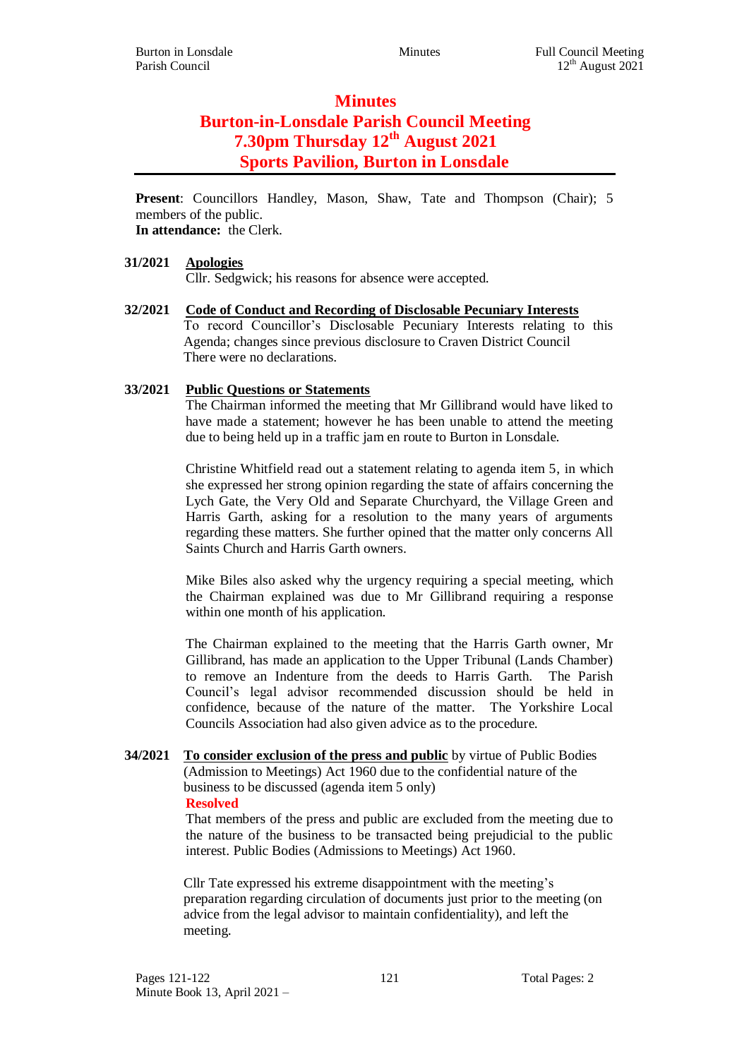# Minutes

# Burton-in-Lonsdale Parish Council Meeting

# 7.30pm Thursday 12th August 2021

# Sports Pavilion, Burton in Lonsdale

**Present**: Councillors Handley, Mason, Shaw, Tate and Thompson (Chair); 5 members of the public.
**In attendance:** the Clerk.

**31/2021 Apologies**

Cllr. Sedgwick; his reasons for absence were accepted.

**32/2021 Code of Conduct and Recording of Disclosable Pecuniary Interests**

To record Councillor's Disclosable Pecuniary Interests relating to this Agenda; changes since previous disclosure to Craven District Council
There were no declarations.

**33/2021 Public Questions or Statements**

The Chairman informed the meeting that Mr Gillibrand would have liked to have made a statement; however he has been unable to attend the meeting due to being held up in a traffic jam en route to Burton in Lonsdale.

Christine Whitfield read out a statement relating to agenda item 5, in which she expressed her strong opinion regarding the state of affairs concerning the Lych Gate, the Very Old and Separate Churchyard, the Village Green and Harris Garth, asking for a resolution to the many years of arguments regarding these matters. She further opined that the matter only concerns All Saints Church and Harris Garth owners.

Mike Biles also asked why the urgency requiring a special meeting, which the Chairman explained was due to Mr Gillibrand requiring a response within one month of his application.

The Chairman explained to the meeting that the Harris Garth owner, Mr Gillibrand, has made an application to the Upper Tribunal (Lands Chamber) to remove an Indenture from the deeds to Harris Garth. The Parish Council's legal advisor recommended discussion should be held in confidence, because of the nature of the matter. The Yorkshire Local Councils Association had also given advice as to the procedure.

**34/2021 To consider exclusion of the press and public** by virtue of Public Bodies (Admission to Meetings) Act 1960 due to the confidential nature of the business to be discussed (agenda item 5 only)

**Resolved**

That members of the press and public are excluded from the meeting due to the nature of the business to be transacted being prejudicial to the public interest. Public Bodies (Admissions to Meetings) Act 1960.

Cllr Tate expressed his extreme disappointment with the meeting's preparation regarding circulation of documents just prior to the meeting (on advice from the legal advisor to maintain confidentiality), and left the meeting.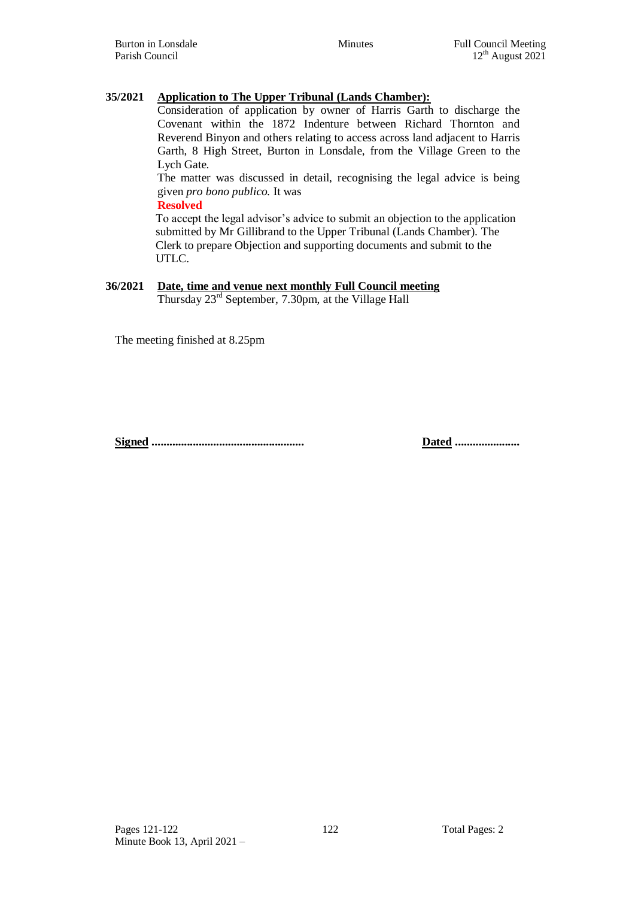**35/2021 Application to The Upper Tribunal (Lands Chamber):**

Consideration of application by owner of Harris Garth to discharge the Covenant within the 1872 Indenture between Richard Thornton and Reverend Binyon and others relating to access across land adjacent to Harris Garth, 8 High Street, Burton in Lonsdale, from the Village Green to the Lych Gate.

The matter was discussed in detail, recognising the legal advice is being given *pro bono publico.* It was

**Resolved**

To accept the legal advisor's advice to submit an objection to the application submitted by Mr Gillibrand to the Upper Tribunal (Lands Chamber). The Clerk to prepare Objection and supporting documents and submit to the UTLC.

**36/2021 Date, time and venue next monthly Full Council meeting**

Thursday 23rd September, 7.30pm, at the Village Hall

The meeting finished at 8.25pm

**Signed** ....................................................  **Dated** ......................

Pages 121-122
Minute Book 13, April 2021 –